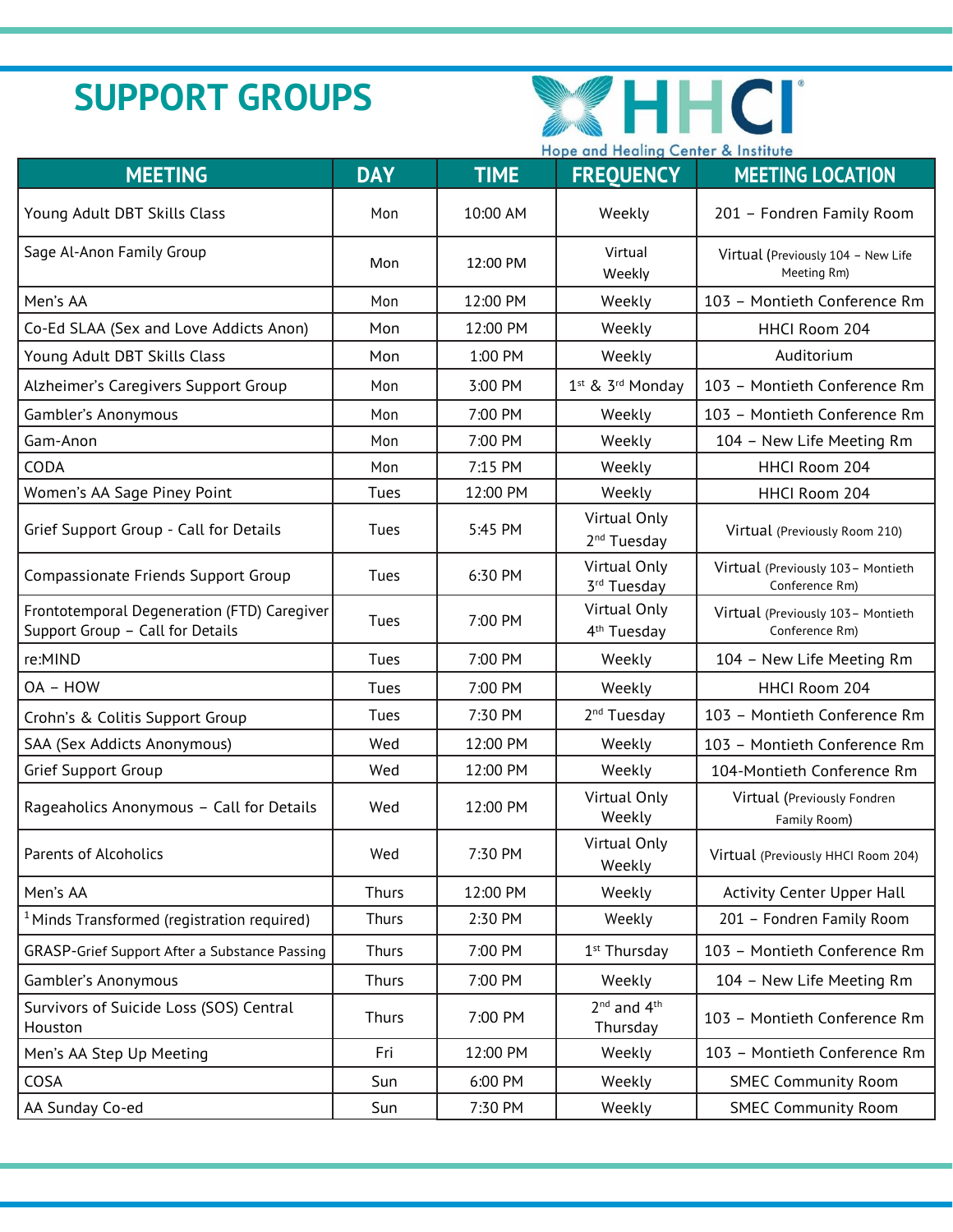# SUPPORT GROUPS

HHCI® Hope and Healing Center & Institute

| MEETING | DAY | TIME | FREQUENCY | MEETING LOCATION |
|---|---|---|---|---|
| Young Adult DBT Skills Class | Mon | 10:00 AM | Weekly | 201 – Fondren Family Room |
| Sage Al-Anon Family Group | Mon | 12:00 PM | Virtual Weekly | Virtual (Previously 104 – New Life Meeting Rm) |
| Men's AA | Mon | 12:00 PM | Weekly | 103 – Montieth Conference Rm |
| Co-Ed SLAA (Sex and Love Addicts Anon) | Mon | 12:00 PM | Weekly | HHCI Room 204 |
| Young Adult DBT Skills Class | Mon | 1:00 PM | Weekly | Auditorium |
| Alzheimer's Caregivers Support Group | Mon | 3:00 PM | 1st & 3rd Monday | 103 – Montieth Conference Rm |
| Gambler's Anonymous | Mon | 7:00 PM | Weekly | 103 – Montieth Conference Rm |
| Gam-Anon | Mon | 7:00 PM | Weekly | 104 – New Life Meeting Rm |
| CODA | Mon | 7:15 PM | Weekly | HHCI Room 204 |
| Women's AA Sage Piney Point | Tues | 12:00 PM | Weekly | HHCI Room 204 |
| Grief Support Group - Call for Details | Tues | 5:45 PM | Virtual Only 2nd Tuesday | Virtual (Previously Room 210) |
| Compassionate Friends Support Group | Tues | 6:30 PM | Virtual Only 3rd Tuesday | Virtual (Previously 103– Montieth Conference Rm) |
| Frontotemporal Degeneration (FTD) Caregiver Support Group – Call for Details | Tues | 7:00 PM | Virtual Only 4th Tuesday | Virtual (Previously 103– Montieth Conference Rm) |
| re:MIND | Tues | 7:00 PM | Weekly | 104 – New Life Meeting Rm |
| OA – HOW | Tues | 7:00 PM | Weekly | HHCI Room 204 |
| Crohn's & Colitis Support Group | Tues | 7:30 PM | 2nd Tuesday | 103 – Montieth Conference Rm |
| SAA (Sex Addicts Anonymous) | Wed | 12:00 PM | Weekly | 103 – Montieth Conference Rm |
| Grief Support Group | Wed | 12:00 PM | Weekly | 104-Montieth Conference Rm |
| Rageaholics Anonymous – Call for Details | Wed | 12:00 PM | Virtual Only Weekly | Virtual (Previously Fondren Family Room) |
| Parents of Alcoholics | Wed | 7:30 PM | Virtual Only Weekly | Virtual (Previously HHCI Room 204) |
| Men's AA | Thurs | 12:00 PM | Weekly | Activity Center Upper Hall |
| [1] Minds Transformed (registration required) | Thurs | 2:30 PM | Weekly | 201 – Fondren Family Room |
| GRASP-Grief Support After a Substance Passing | Thurs | 7:00 PM | 1st Thursday | 103 – Montieth Conference Rm |
| Gambler's Anonymous | Thurs | 7:00 PM | Weekly | 104 – New Life Meeting Rm |
| Survivors of Suicide Loss (SOS) Central Houston | Thurs | 7:00 PM | 2nd and 4th Thursday | 103 – Montieth Conference Rm |
| Men's AA Step Up Meeting | Fri | 12:00 PM | Weekly | 103 – Montieth Conference Rm |
| COSA | Sun | 6:00 PM | Weekly | SMEC Community Room |
| AA Sunday Co-ed | Sun | 7:30 PM | Weekly | SMEC Community Room |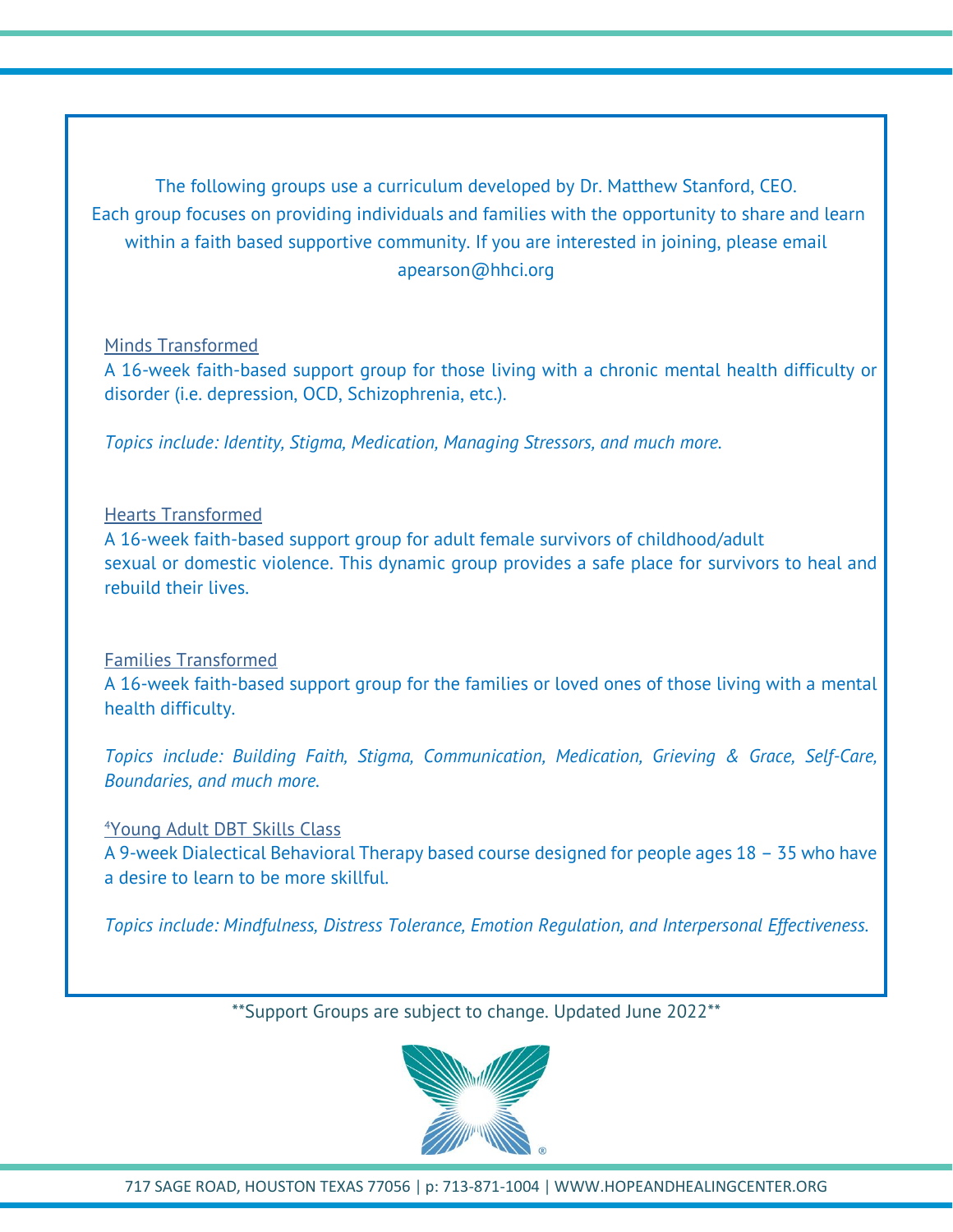The following groups use a curriculum developed by Dr. Matthew Stanford, CEO. Each group focuses on providing individuals and families with the opportunity to share and learn within a faith based supportive community. If you are interested in joining, please email apearson@hhci.org

Minds Transformed

A 16-week faith-based support group for those living with a chronic mental health difficulty or disorder (i.e. depression, OCD, Schizophrenia, etc.).

*Topics include: Identity, Stigma, Medication, Managing Stressors, and much more.*

Hearts Transformed

A 16-week faith-based support group for adult female survivors of childhood/adult sexual or domestic violence. This dynamic group provides a safe place for survivors to heal and rebuild their lives.

Families Transformed

A 16-week faith-based support group for the families or loved ones of those living with a mental health difficulty.

*Topics include: Building Faith, Stigma, Communication, Medication, Grieving & Grace, Self-Care, Boundaries, and much more.*

[4]Young Adult DBT Skills Class

A 9-week Dialectical Behavioral Therapy based course designed for people ages 18 – 35 who have a desire to learn to be more skillful.

*Topics include: Mindfulness, Distress Tolerance, Emotion Regulation, and Interpersonal Effectiveness.*

**Support Groups are subject to change. Updated June 2022**

717 SAGE ROAD, HOUSTON TEXAS 77056 | p: 713-871-1004 | WWW.HOPEANDHEALINGCENTER.ORG